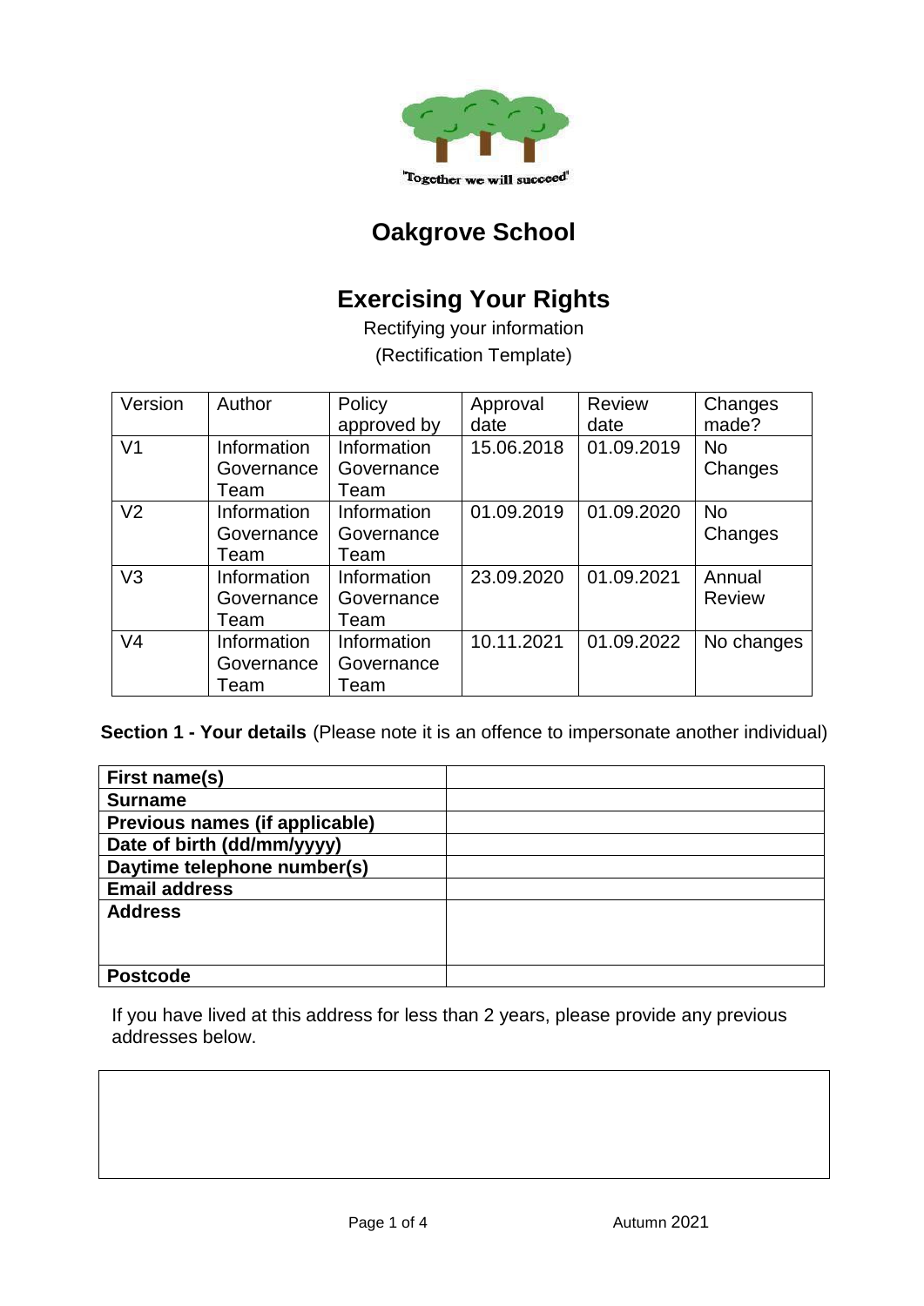'Together we will succeed'

# Oakgrove School

## Exercising Your Rights

Rectifying your information

(Rectification Template)

| Version | Author | Policy approved by | Approval date | Review date | Changes made? |
|---|---|---|---|---|---|
| V1 | Information Governance Team | Information Governance Team | 15.06.2018 | 01.09.2019 | No Changes |
| V2 | Information Governance Team | Information Governance Team | 01.09.2019 | 01.09.2020 | No Changes |
| V3 | Information Governance Team | Information Governance Team | 23.09.2020 | 01.09.2021 | Annual Review |
| V4 | Information Governance Team | Information Governance Team | 10.11.2021 | 01.09.2022 | No changes |

**Section 1 - Your details** (Please note it is an offence to impersonate another individual)

| | |
|---|---|
| **First name(s)** | |
| **Surname** | |
| **Previous names (if applicable)** | |
| **Date of birth (dd/mm/yyyy)** | |
| **Daytime telephone number(s)** | |
| **Email address** | |
| **Address** | |
| **Postcode** | |

If you have lived at this address for less than 2 years, please provide any previous addresses below.

| |
|---|
| |

Autumn 2021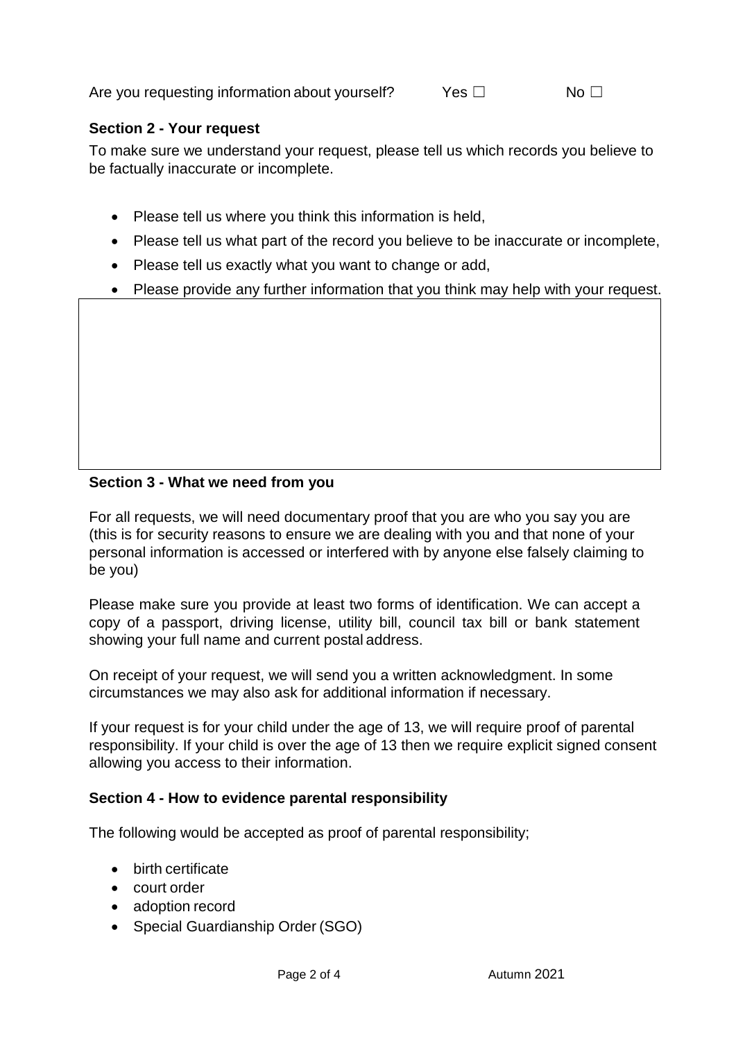Are you requesting information about yourself? Yes ☐ No ☐

**Section 2 - Your request**

To make sure we understand your request, please tell us which records you believe to be factually inaccurate or incomplete.

- Please tell us where you think this information is held,
- Please tell us what part of the record you believe to be inaccurate or incomplete,
- Please tell us exactly what you want to change or add,
- Please provide any further information that you think may help with your request.

**Section 3 - What we need from you**

For all requests, we will need documentary proof that you are who you say you are (this is for security reasons to ensure we are dealing with you and that none of your personal information is accessed or interfered with by anyone else falsely claiming to be you)

Please make sure you provide at least two forms of identification. We can accept a copy of a passport, driving license, utility bill, council tax bill or bank statement showing your full name and current postal address.

On receipt of your request, we will send you a written acknowledgment. In some circumstances we may also ask for additional information if necessary.

If your request is for your child under the age of 13, we will require proof of parental responsibility. If your child is over the age of 13 then we require explicit signed consent allowing you access to their information.

**Section 4 - How to evidence parental responsibility**

The following would be accepted as proof of parental responsibility;

- birth certificate
- court order
- adoption record
- Special Guardianship Order (SGO)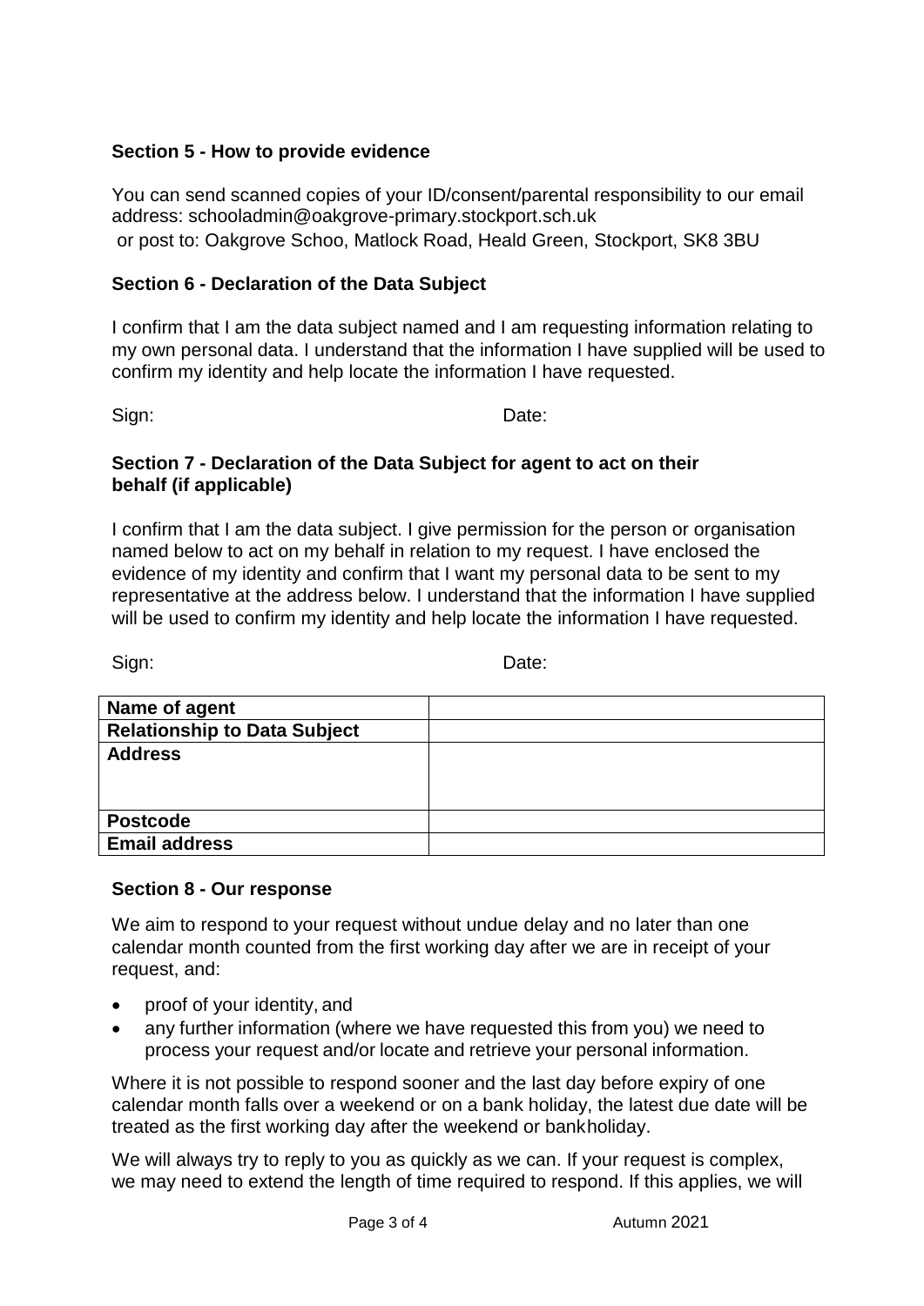### Section 5 - How to provide evidence

You can send scanned copies of your ID/consent/parental responsibility to our email address: schooladmin@oakgrove-primary.stockport.sch.uk
or post to: Oakgrove Schoo, Matlock Road, Heald Green, Stockport, SK8 3BU

### Section 6 - Declaration of the Data Subject

I confirm that I am the data subject named and I am requesting information relating to my own personal data. I understand that the information I have supplied will be used to confirm my identity and help locate the information I have requested.

Sign: Date:

### Section 7 - Declaration of the Data Subject for agent to act on their behalf (if applicable)

I confirm that I am the data subject. I give permission for the person or organisation named below to act on my behalf in relation to my request. I have enclosed the evidence of my identity and confirm that I want my personal data to be sent to my representative at the address below. I understand that the information I have supplied will be used to confirm my identity and help locate the information I have requested.

Sign: Date:

| **Name of agent** | |
|---|---|
| **Relationship to Data Subject** | |
| **Address** | |
| **Postcode** | |
| **Email address** | |

### Section 8 - Our response

We aim to respond to your request without undue delay and no later than one calendar month counted from the first working day after we are in receipt of your request, and:

- proof of your identity, and
- any further information (where we have requested this from you) we need to process your request and/or locate and retrieve your personal information.

Where it is not possible to respond sooner and the last day before expiry of one calendar month falls over a weekend or on a bank holiday, the latest due date will be treated as the first working day after the weekend or bankholiday.

We will always try to reply to you as quickly as we can. If your request is complex, we may need to extend the length of time required to respond. If this applies, we will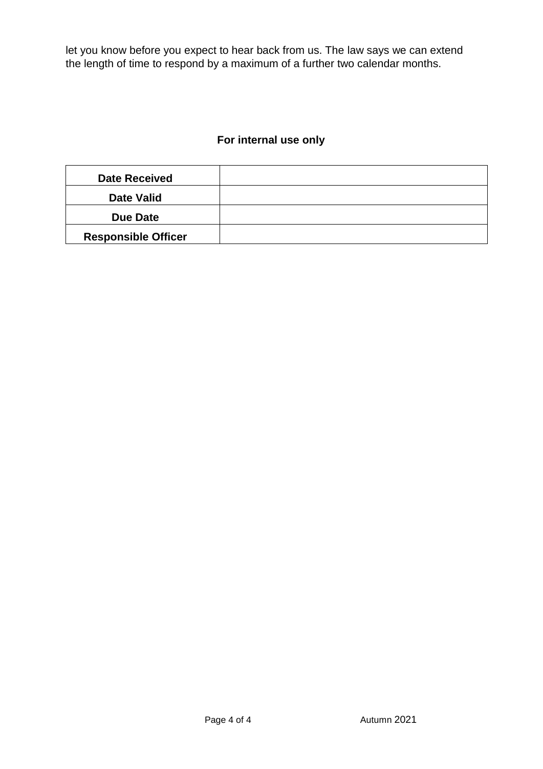let you know before you expect to hear back from us. The law says we can extend the length of time to respond by a maximum of a further two calendar months.

**For internal use only**

| | |
|---|---|
| **Date Received** | |
| **Date Valid** | |
| **Due Date** | |
| **Responsible Officer** | |